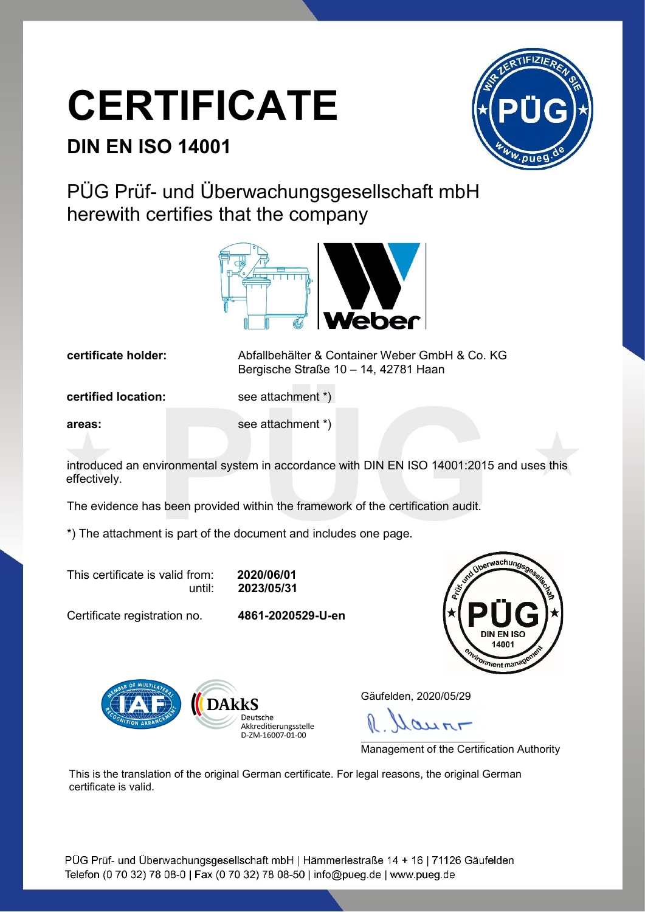# CERTIFICATE

## DIN EN ISO 14001

PÜG Prüf- und Überwachungsgesellschaft mbH
herewith certifies that the company

| | |
|---|---|
| **certificate holder:** | Abfallbehälter & Container Weber GmbH & Co. KG<br>Bergische Straße 10 – 14, 42781 Haan |
| **certified location:** | see attachment *) |
| **areas:** | see attachment *) |

introduced an environmental system in accordance with DIN EN ISO 14001:2015 and uses this effectively.

The evidence has been provided within the framework of the certification audit.

*) The attachment is part of the document and includes one page.

| | |
|---|---|
| This certificate is valid from: | **2020/06/01** |
| until: | **2023/05/31** |
| Certificate registration no. | **4861-2020529-U-en** |

DAkkS Deutsche Akkreditierungsstelle D-ZM-16007-01-00

Gäufelden, 2020/05/29

Management of the Certification Authority

This is the translation of the original German certificate. For legal reasons, the original German certificate is valid.

PÜG Prüf- und Überwachungsgesellschaft mbH | Hämmerlestraße 14 + 16 | 71126 Gäufelden
Telefon (0 70 32) 78 08-0 | Fax (0 70 32) 78 08-50 | info@pueg.de | www.pueg.de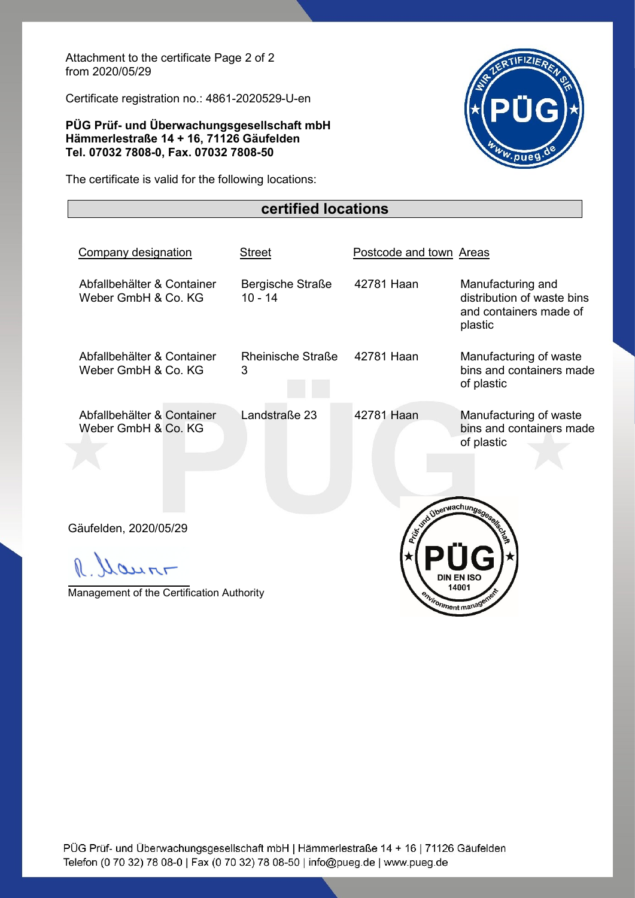Attachment to the certificate Page 2 of 2
from 2020/05/29

Certificate registration no.: 4861-2020529-U-en

**PÜG Prüf- und Überwachungsgesellschaft mbH**
**Hämmerlestraße 14 + 16, 71126 Gäufelden**
**Tel. 07032 7808-0, Fax. 07032 7808-50**

The certificate is valid for the following locations:

## certified locations

| Company designation | Street | Postcode and town | Areas |
|---|---|---|---|
| Abfallbehälter & Container Weber GmbH & Co. KG | Bergische Straße 10 - 14 | 42781 Haan | Manufacturing and distribution of waste bins and containers made of plastic |
| Abfallbehälter & Container Weber GmbH & Co. KG | Rheinische Straße 3 | 42781 Haan | Manufacturing of waste bins and containers made of plastic |
| Abfallbehälter & Container Weber GmbH & Co. KG | Landstraße 23 | 42781 Haan | Manufacturing of waste bins and containers made of plastic |

Gäufelden, 2020/05/29

Management of the Certification Authority

Prüf- und Überwachungsgesellschaft PÜG DIN EN ISO 14001 environment management

PÜG Prüf- und Überwachungsgesellschaft mbH | Hämmerlestraße 14 + 16 | 71126 Gäufelden
Telefon (0 70 32) 78 08-0 | Fax (0 70 32) 78 08-50 | info@pueg.de | www.pueg.de